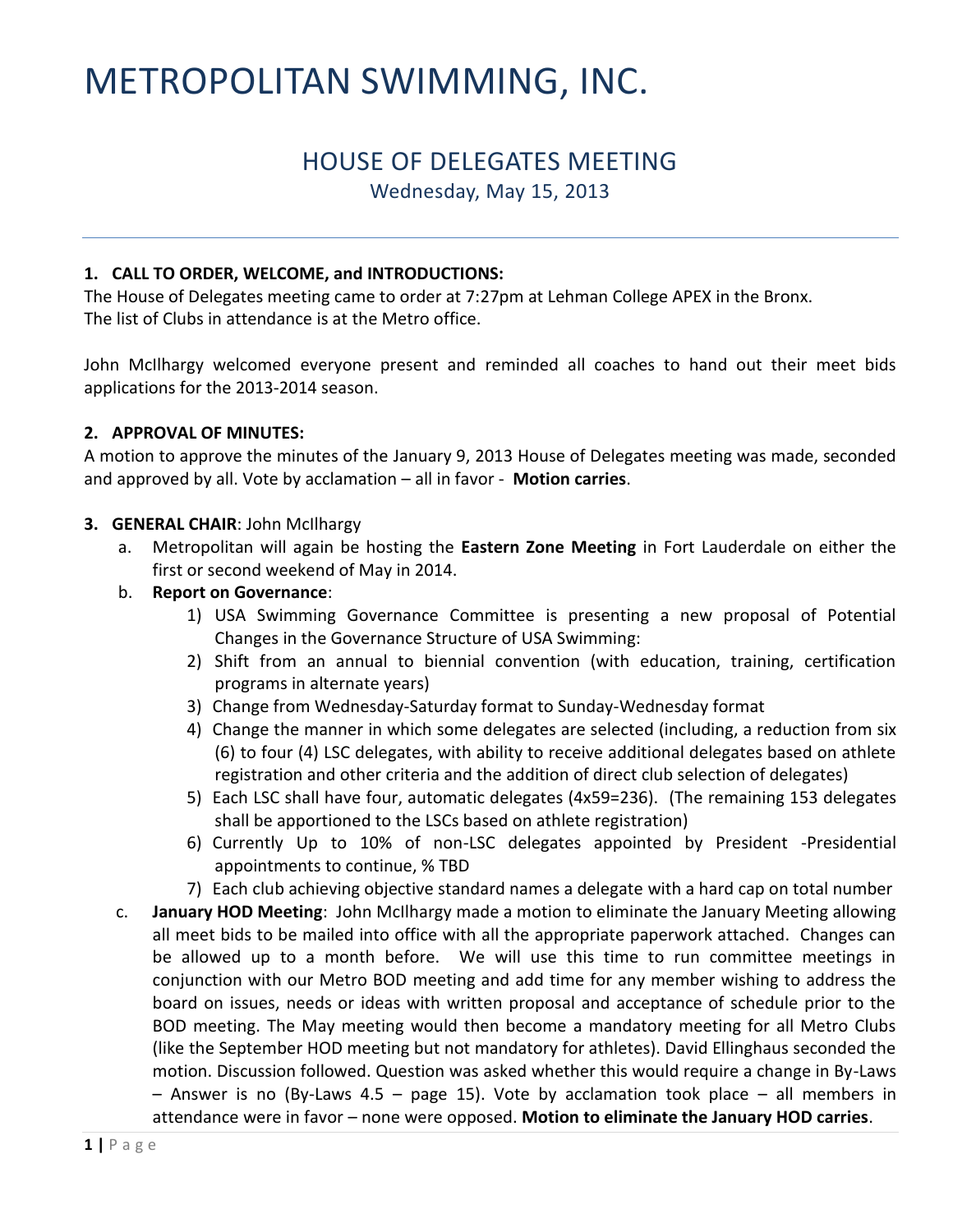# METROPOLITAN SWIMMING, INC.

## HOUSE OF DELEGATES MEETING

Wednesday, May 15, 2013

---

**1. CALL TO ORDER, WELCOME, and INTRODUCTIONS:**

The House of Delegates meeting came to order at 7:27pm at Lehman College APEX in the Bronx.
The list of Clubs in attendance is at the Metro office.

John McIlhargy welcomed everyone present and reminded all coaches to hand out their meet bids applications for the 2013-2014 season.

**2. APPROVAL OF MINUTES:**

A motion to approve the minutes of the January 9, 2013 House of Delegates meeting was made, seconded and approved by all. Vote by acclamation – all in favor - **Motion carries**.

**3. GENERAL CHAIR**: John McIlhargy

a. Metropolitan will again be hosting the **Eastern Zone Meeting** in Fort Lauderdale on either the first or second weekend of May in 2014.

b. **Report on Governance**:

1) USA Swimming Governance Committee is presenting a new proposal of Potential Changes in the Governance Structure of USA Swimming:
2) Shift from an annual to biennial convention (with education, training, certification programs in alternate years)
3) Change from Wednesday-Saturday format to Sunday-Wednesday format
4) Change the manner in which some delegates are selected (including, a reduction from six (6) to four (4) LSC delegates, with ability to receive additional delegates based on athlete registration and other criteria and the addition of direct club selection of delegates)
5) Each LSC shall have four, automatic delegates (4x59=236). (The remaining 153 delegates shall be apportioned to the LSCs based on athlete registration)
6) Currently Up to 10% of non-LSC delegates appointed by President -Presidential appointments to continue, % TBD
7) Each club achieving objective standard names a delegate with a hard cap on total number

c. **January HOD Meeting**: John McIlhargy made a motion to eliminate the January Meeting allowing all meet bids to be mailed into office with all the appropriate paperwork attached. Changes can be allowed up to a month before. We will use this time to run committee meetings in conjunction with our Metro BOD meeting and add time for any member wishing to address the board on issues, needs or ideas with written proposal and acceptance of schedule prior to the BOD meeting. The May meeting would then become a mandatory meeting for all Metro Clubs (like the September HOD meeting but not mandatory for athletes). David Ellinghaus seconded the motion. Discussion followed. Question was asked whether this would require a change in By-Laws – Answer is no (By-Laws 4.5 – page 15). Vote by acclamation took place – all members in attendance were in favor – none were opposed. **Motion to eliminate the January HOD carries**.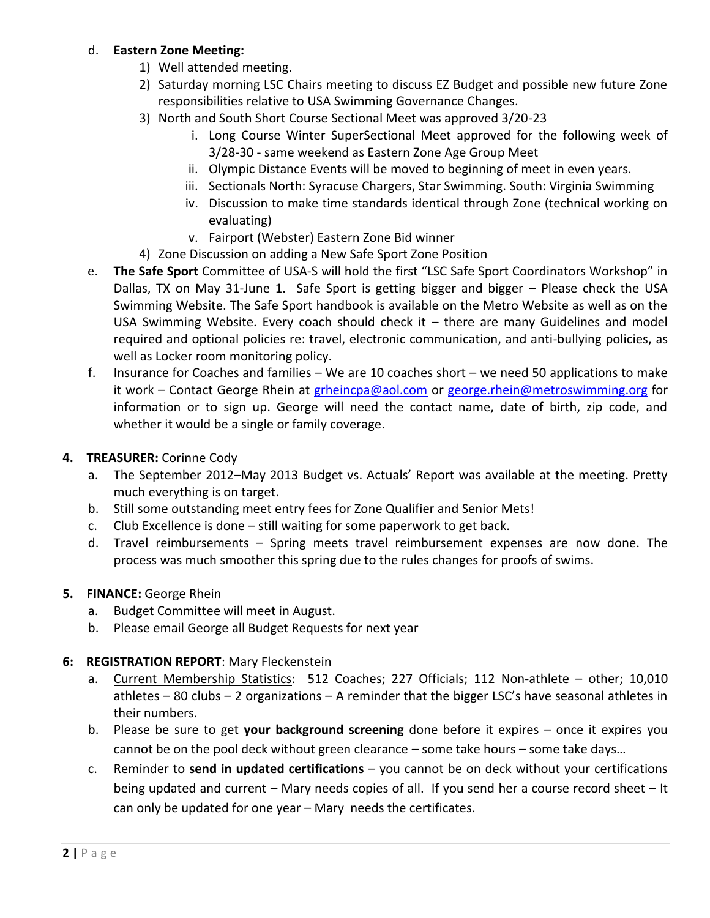d. **Eastern Zone Meeting:**
   1) Well attended meeting.
   2) Saturday morning LSC Chairs meeting to discuss EZ Budget and possible new future Zone responsibilities relative to USA Swimming Governance Changes.
   3) North and South Short Course Sectional Meet was approved 3/20-23
      i. Long Course Winter SuperSectional Meet approved for the following week of 3/28-30 - same weekend as Eastern Zone Age Group Meet
      ii. Olympic Distance Events will be moved to beginning of meet in even years.
      iii. Sectionals North: Syracuse Chargers, Star Swimming. South: Virginia Swimming
      iv. Discussion to make time standards identical through Zone (technical working on evaluating)
      v. Fairport (Webster) Eastern Zone Bid winner
   4) Zone Discussion on adding a New Safe Sport Zone Position

e. **The Safe Sport** Committee of USA-S will hold the first "LSC Safe Sport Coordinators Workshop" in Dallas, TX on May 31-June 1. Safe Sport is getting bigger and bigger – Please check the USA Swimming Website. The Safe Sport handbook is available on the Metro Website as well as on the USA Swimming Website. Every coach should check it – there are many Guidelines and model required and optional policies re: travel, electronic communication, and anti-bullying policies, as well as Locker room monitoring policy.

f. Insurance for Coaches and families – We are 10 coaches short – we need 50 applications to make it work – Contact George Rhein at grheincpa@aol.com or george.rhein@metroswimming.org for information or to sign up. George will need the contact name, date of birth, zip code, and whether it would be a single or family coverage.

**4. TREASURER:** Corinne Cody

a. The September 2012–May 2013 Budget vs. Actuals' Report was available at the meeting. Pretty much everything is on target.

b. Still some outstanding meet entry fees for Zone Qualifier and Senior Mets!

c. Club Excellence is done – still waiting for some paperwork to get back.

d. Travel reimbursements – Spring meets travel reimbursement expenses are now done. The process was much smoother this spring due to the rules changes for proofs of swims.

**5. FINANCE:** George Rhein

a. Budget Committee will meet in August.

b. Please email George all Budget Requests for next year

**6: REGISTRATION REPORT**: Mary Fleckenstein

a. Current Membership Statistics: 512 Coaches; 227 Officials; 112 Non-athlete – other; 10,010 athletes – 80 clubs – 2 organizations – A reminder that the bigger LSC's have seasonal athletes in their numbers.

b. Please be sure to get **your background screening** done before it expires – once it expires you cannot be on the pool deck without green clearance – some take hours – some take days…

c. Reminder to **send in updated certifications** – you cannot be on deck without your certifications being updated and current – Mary needs copies of all. If you send her a course record sheet – It can only be updated for one year – Mary needs the certificates.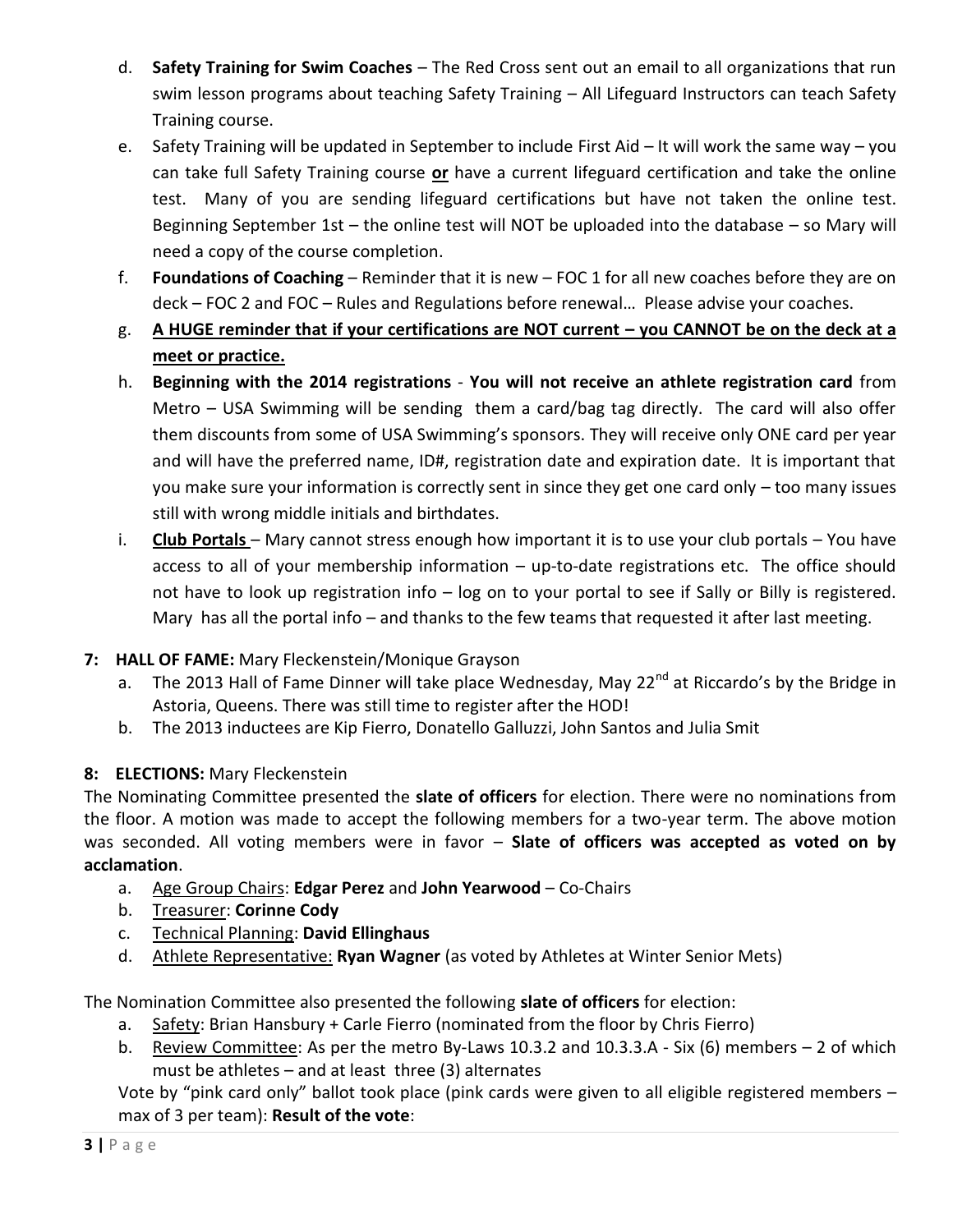d. **Safety Training for Swim Coaches** – The Red Cross sent out an email to all organizations that run swim lesson programs about teaching Safety Training – All Lifeguard Instructors can teach Safety Training course.

e. Safety Training will be updated in September to include First Aid – It will work the same way – you can take full Safety Training course **or** have a current lifeguard certification and take the online test. Many of you are sending lifeguard certifications but have not taken the online test. Beginning September 1st – the online test will NOT be uploaded into the database – so Mary will need a copy of the course completion.

f. **Foundations of Coaching** – Reminder that it is new – FOC 1 for all new coaches before they are on deck – FOC 2 and FOC – Rules and Regulations before renewal… Please advise your coaches.

g. **A HUGE reminder that if your certifications are NOT current – you CANNOT be on the deck at a meet or practice.**

h. **Beginning with the 2014 registrations** - **You will not receive an athlete registration card** from Metro – USA Swimming will be sending them a card/bag tag directly. The card will also offer them discounts from some of USA Swimming's sponsors. They will receive only ONE card per year and will have the preferred name, ID#, registration date and expiration date. It is important that you make sure your information is correctly sent in since they get one card only – too many issues still with wrong middle initials and birthdates.

i. **Club Portals** – Mary cannot stress enough how important it is to use your club portals – You have access to all of your membership information – up-to-date registrations etc. The office should not have to look up registration info – log on to your portal to see if Sally or Billy is registered. Mary has all the portal info – and thanks to the few teams that requested it after last meeting.

**7: HALL OF FAME:** Mary Fleckenstein/Monique Grayson

a. The 2013 Hall of Fame Dinner will take place Wednesday, May 22nd at Riccardo's by the Bridge in Astoria, Queens. There was still time to register after the HOD!

b. The 2013 inductees are Kip Fierro, Donatello Galluzzi, John Santos and Julia Smit

**8: ELECTIONS:** Mary Fleckenstein

The Nominating Committee presented the **slate of officers** for election. There were no nominations from the floor. A motion was made to accept the following members for a two-year term. The above motion was seconded. All voting members were in favor – **Slate of officers was accepted as voted on by acclamation**.

a. Age Group Chairs: **Edgar Perez** and **John Yearwood** – Co-Chairs

b. Treasurer: **Corinne Cody**

c. Technical Planning: **David Ellinghaus**

d. Athlete Representative: **Ryan Wagner** (as voted by Athletes at Winter Senior Mets)

The Nomination Committee also presented the following **slate of officers** for election:

a. Safety: Brian Hansbury + Carle Fierro (nominated from the floor by Chris Fierro)

b. Review Committee: As per the metro By-Laws 10.3.2 and 10.3.3.A - Six (6) members – 2 of which must be athletes – and at least three (3) alternates

Vote by "pink card only" ballot took place (pink cards were given to all eligible registered members – max of 3 per team): **Result of the vote**: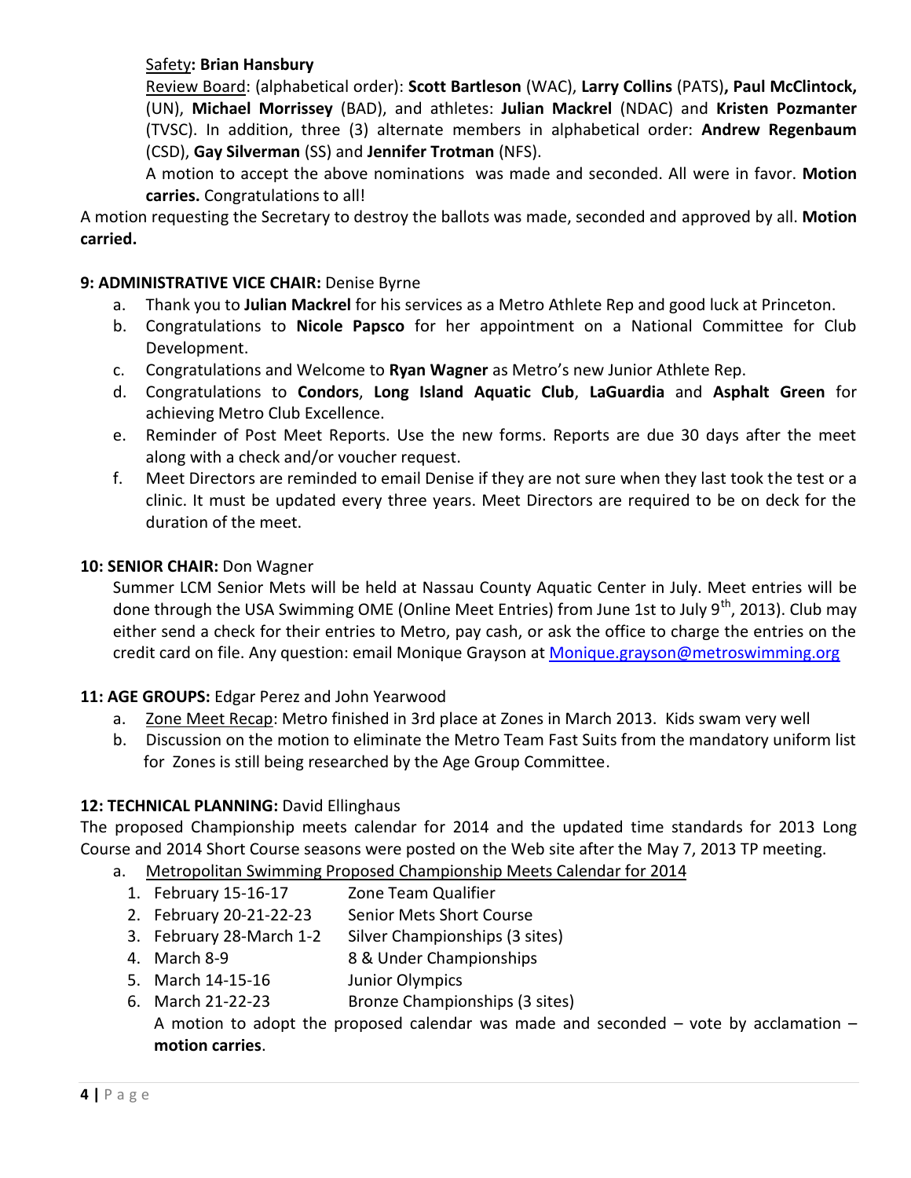Safety**: Brian Hansbury**

Review Board: (alphabetical order): **Scott Bartleson** (WAC), **Larry Collins** (PATS)**, Paul McClintock,** (UN), **Michael Morrissey** (BAD), and athletes: **Julian Mackrel** (NDAC) and **Kristen Pozmanter** (TVSC). In addition, three (3) alternate members in alphabetical order: **Andrew Regenbaum** (CSD), **Gay Silverman** (SS) and **Jennifer Trotman** (NFS).

A motion to accept the above nominations was made and seconded. All were in favor. **Motion carries.** Congratulations to all!

A motion requesting the Secretary to destroy the ballots was made, seconded and approved by all. **Motion carried.**

**9: ADMINISTRATIVE VICE CHAIR:** Denise Byrne

a. Thank you to **Julian Mackrel** for his services as a Metro Athlete Rep and good luck at Princeton.
b. Congratulations to **Nicole Papsco** for her appointment on a National Committee for Club Development.
c. Congratulations and Welcome to **Ryan Wagner** as Metro's new Junior Athlete Rep.
d. Congratulations to **Condors**, **Long Island Aquatic Club**, **LaGuardia** and **Asphalt Green** for achieving Metro Club Excellence.
e. Reminder of Post Meet Reports. Use the new forms. Reports are due 30 days after the meet along with a check and/or voucher request.
f. Meet Directors are reminded to email Denise if they are not sure when they last took the test or a clinic. It must be updated every three years. Meet Directors are required to be on deck for the duration of the meet.

**10: SENIOR CHAIR:** Don Wagner

Summer LCM Senior Mets will be held at Nassau County Aquatic Center in July. Meet entries will be done through the USA Swimming OME (Online Meet Entries) from June 1st to July 9th, 2013). Club may either send a check for their entries to Metro, pay cash, or ask the office to charge the entries on the credit card on file. Any question: email Monique Grayson at Monique.grayson@metroswimming.org

**11: AGE GROUPS:** Edgar Perez and John Yearwood

a. Zone Meet Recap: Metro finished in 3rd place at Zones in March 2013. Kids swam very well
b. Discussion on the motion to eliminate the Metro Team Fast Suits from the mandatory uniform list for Zones is still being researched by the Age Group Committee.

**12: TECHNICAL PLANNING:** David Ellinghaus

The proposed Championship meets calendar for 2014 and the updated time standards for 2013 Long Course and 2014 Short Course seasons were posted on the Web site after the May 7, 2013 TP meeting.

a. Metropolitan Swimming Proposed Championship Meets Calendar for 2014
   1. February 15-16-17 — Zone Team Qualifier
   2. February 20-21-22-23 — Senior Mets Short Course
   3. February 28-March 1-2 — Silver Championships (3 sites)
   4. March 8-9 — 8 & Under Championships
   5. March 14-15-16 — Junior Olympics
   6. March 21-22-23 — Bronze Championships (3 sites)

   A motion to adopt the proposed calendar was made and seconded – vote by acclamation – **motion carries**.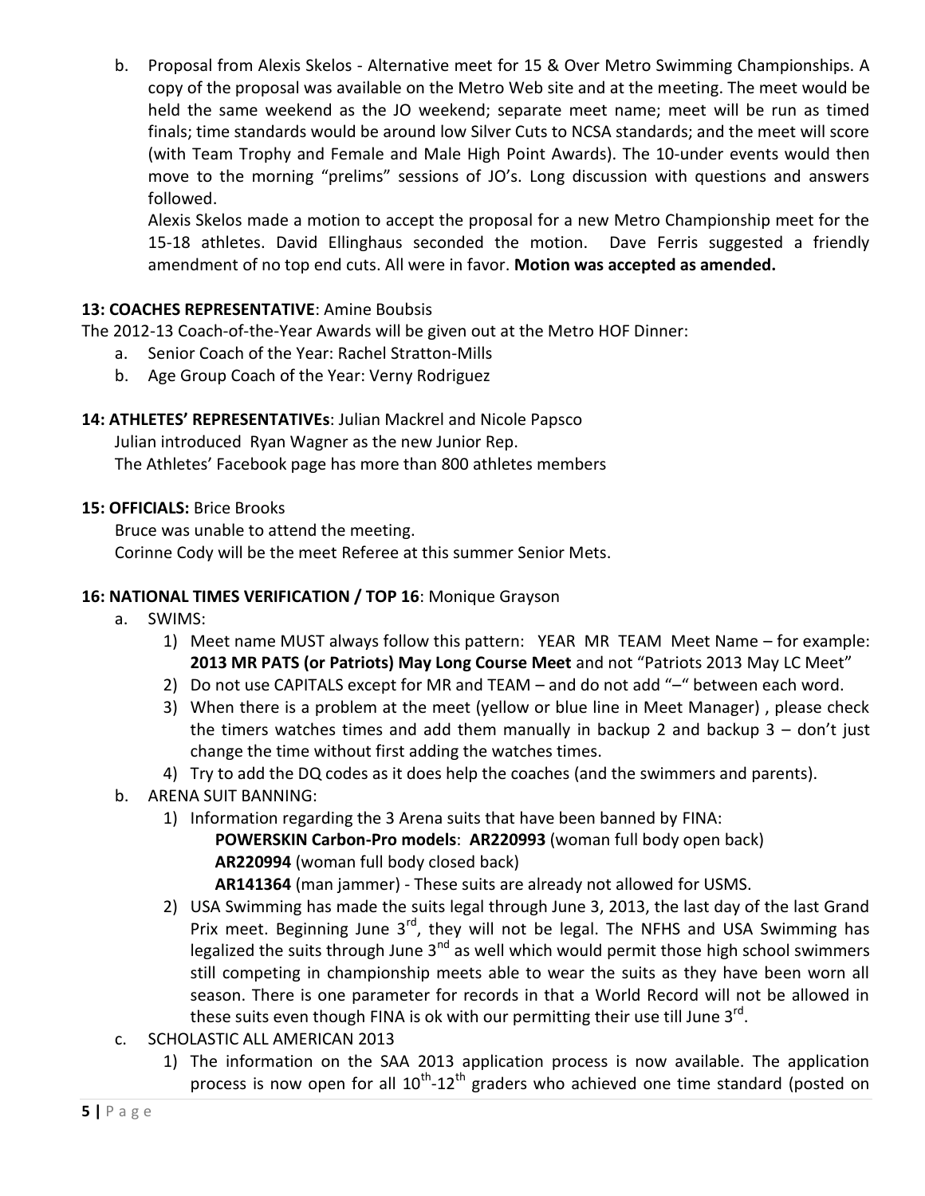b. Proposal from Alexis Skelos - Alternative meet for 15 & Over Metro Swimming Championships. A copy of the proposal was available on the Metro Web site and at the meeting. The meet would be held the same weekend as the JO weekend; separate meet name; meet will be run as timed finals; time standards would be around low Silver Cuts to NCSA standards; and the meet will score (with Team Trophy and Female and Male High Point Awards). The 10-under events would then move to the morning "prelims" sessions of JO's. Long discussion with questions and answers followed.

   Alexis Skelos made a motion to accept the proposal for a new Metro Championship meet for the 15-18 athletes. David Ellinghaus seconded the motion. Dave Ferris suggested a friendly amendment of no top end cuts. All were in favor. **Motion was accepted as amended.**

**13: COACHES REPRESENTATIVE**: Amine Boubsis

The 2012-13 Coach-of-the-Year Awards will be given out at the Metro HOF Dinner:

a. Senior Coach of the Year: Rachel Stratton-Mills
b. Age Group Coach of the Year: Verny Rodriguez

**14: ATHLETES' REPRESENTATIVEs**: Julian Mackrel and Nicole Papsco

Julian introduced Ryan Wagner as the new Junior Rep.

The Athletes' Facebook page has more than 800 athletes members

**15: OFFICIALS:** Brice Brooks

Bruce was unable to attend the meeting.

Corinne Cody will be the meet Referee at this summer Senior Mets.

**16: NATIONAL TIMES VERIFICATION / TOP 16**: Monique Grayson

a. SWIMS:
   1) Meet name MUST always follow this pattern: YEAR MR TEAM Meet Name – for example: **2013 MR PATS (or Patriots) May Long Course Meet** and not "Patriots 2013 May LC Meet"
   2) Do not use CAPITALS except for MR and TEAM – and do not add "–" between each word.
   3) When there is a problem at the meet (yellow or blue line in Meet Manager) , please check the timers watches times and add them manually in backup 2 and backup 3 – don't just change the time without first adding the watches times.
   4) Try to add the DQ codes as it does help the coaches (and the swimmers and parents).
b. ARENA SUIT BANNING:
   1) Information regarding the 3 Arena suits that have been banned by FINA:
      **POWERSKIN Carbon-Pro models**: **AR220993** (woman full body open back)
      **AR220994** (woman full body closed back)
      **AR141364** (man jammer) - These suits are already not allowed for USMS.
   2) USA Swimming has made the suits legal through June 3, 2013, the last day of the last Grand Prix meet. Beginning June 3rd, they will not be legal. The NFHS and USA Swimming has legalized the suits through June 3nd as well which would permit those high school swimmers still competing in championship meets able to wear the suits as they have been worn all season. There is one parameter for records in that a World Record will not be allowed in these suits even though FINA is ok with our permitting their use till June 3rd.
c. SCHOLASTIC ALL AMERICAN 2013
   1) The information on the SAA 2013 application process is now available. The application process is now open for all 10th-12th graders who achieved one time standard (posted on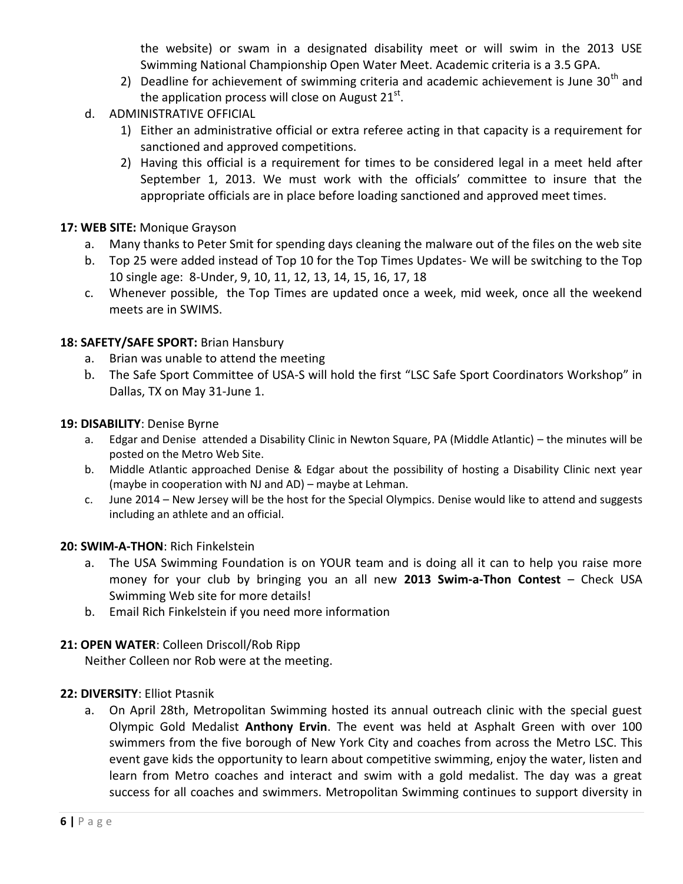the website) or swam in a designated disability meet or will swim in the 2013 USE Swimming National Championship Open Water Meet. Academic criteria is a 3.5 GPA.

2) Deadline for achievement of swimming criteria and academic achievement is June 30th and the application process will close on August 21st.

d. ADMINISTRATIVE OFFICIAL

1) Either an administrative official or extra referee acting in that capacity is a requirement for sanctioned and approved competitions.
2) Having this official is a requirement for times to be considered legal in a meet held after September 1, 2013. We must work with the officials' committee to insure that the appropriate officials are in place before loading sanctioned and approved meet times.

**17: WEB SITE:** Monique Grayson

a. Many thanks to Peter Smit for spending days cleaning the malware out of the files on the web site
b. Top 25 were added instead of Top 10 for the Top Times Updates- We will be switching to the Top 10 single age: 8-Under, 9, 10, 11, 12, 13, 14, 15, 16, 17, 18
c. Whenever possible, the Top Times are updated once a week, mid week, once all the weekend meets are in SWIMS.

**18: SAFETY/SAFE SPORT:** Brian Hansbury

a. Brian was unable to attend the meeting
b. The Safe Sport Committee of USA-S will hold the first "LSC Safe Sport Coordinators Workshop" in Dallas, TX on May 31-June 1.

**19: DISABILITY**: Denise Byrne

a. Edgar and Denise attended a Disability Clinic in Newton Square, PA (Middle Atlantic) – the minutes will be posted on the Metro Web Site.
b. Middle Atlantic approached Denise & Edgar about the possibility of hosting a Disability Clinic next year (maybe in cooperation with NJ and AD) – maybe at Lehman.
c. June 2014 – New Jersey will be the host for the Special Olympics. Denise would like to attend and suggests including an athlete and an official.

**20: SWIM-A-THON**: Rich Finkelstein

a. The USA Swimming Foundation is on YOUR team and is doing all it can to help you raise more money for your club by bringing you an all new **2013 Swim-a-Thon Contest** – Check USA Swimming Web site for more details!
b. Email Rich Finkelstein if you need more information

**21: OPEN WATER**: Colleen Driscoll/Rob Ripp

Neither Colleen nor Rob were at the meeting.

**22: DIVERSITY**: Elliot Ptasnik

a. On April 28th, Metropolitan Swimming hosted its annual outreach clinic with the special guest Olympic Gold Medalist **Anthony Ervin**. The event was held at Asphalt Green with over 100 swimmers from the five borough of New York City and coaches from across the Metro LSC. This event gave kids the opportunity to learn about competitive swimming, enjoy the water, listen and learn from Metro coaches and interact and swim with a gold medalist. The day was a great success for all coaches and swimmers. Metropolitan Swimming continues to support diversity in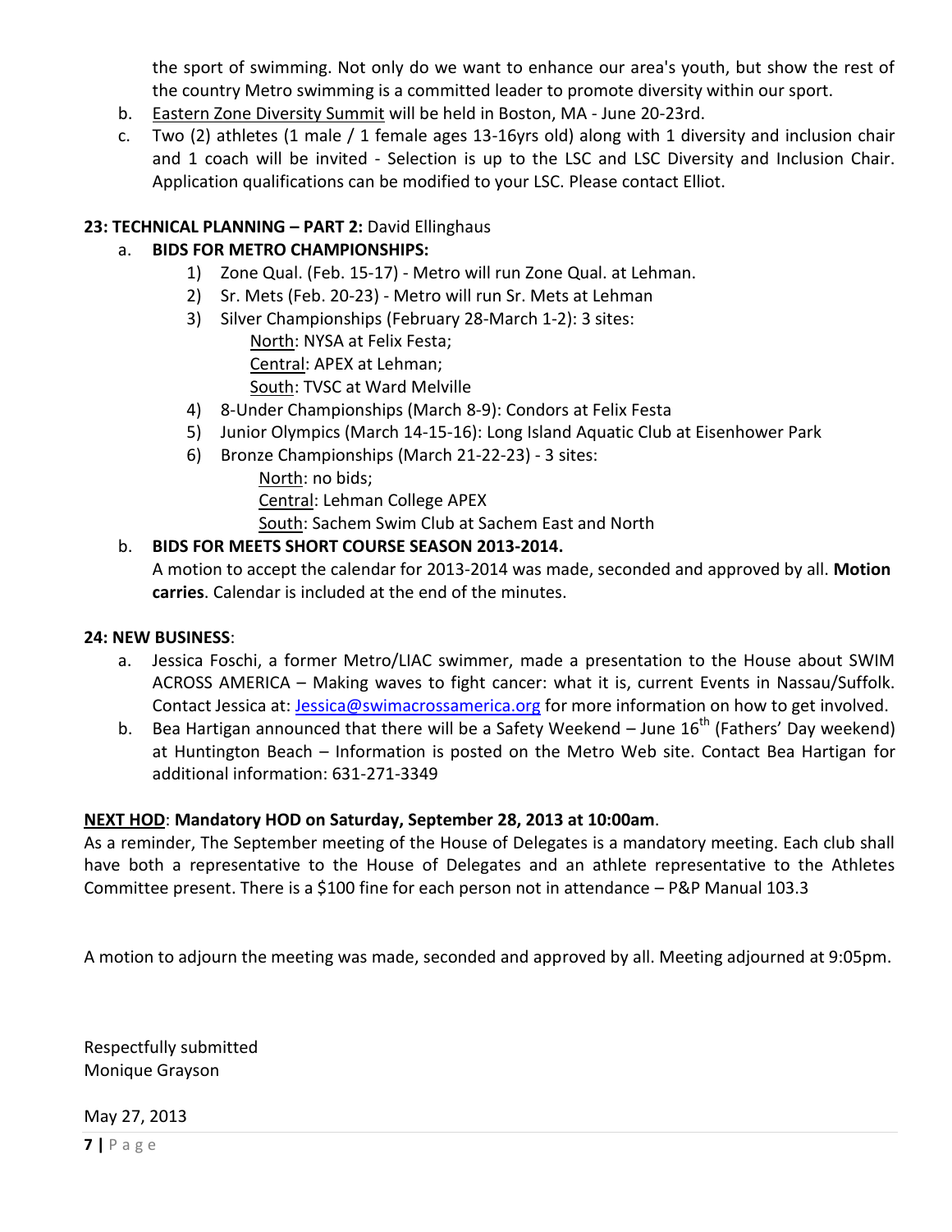the sport of swimming. Not only do we want to enhance our area's youth, but show the rest of the country Metro swimming is a committed leader to promote diversity within our sport.

b. Eastern Zone Diversity Summit will be held in Boston, MA - June 20-23rd.

c. Two (2) athletes (1 male / 1 female ages 13-16yrs old) along with 1 diversity and inclusion chair and 1 coach will be invited - Selection is up to the LSC and LSC Diversity and Inclusion Chair. Application qualifications can be modified to your LSC. Please contact Elliot.

**23: TECHNICAL PLANNING – PART 2:** David Ellinghaus

a. **BIDS FOR METRO CHAMPIONSHIPS:**
   1) Zone Qual. (Feb. 15-17) - Metro will run Zone Qual. at Lehman.
   2) Sr. Mets (Feb. 20-23) - Metro will run Sr. Mets at Lehman
   3) Silver Championships (February 28-March 1-2): 3 sites:
      North: NYSA at Felix Festa;
      Central: APEX at Lehman;
      South: TVSC at Ward Melville
   4) 8-Under Championships (March 8-9): Condors at Felix Festa
   5) Junior Olympics (March 14-15-16): Long Island Aquatic Club at Eisenhower Park
   6) Bronze Championships (March 21-22-23) - 3 sites:
      North: no bids;
      Central: Lehman College APEX
      South: Sachem Swim Club at Sachem East and North

b. **BIDS FOR MEETS SHORT COURSE SEASON 2013-2014.**
   A motion to accept the calendar for 2013-2014 was made, seconded and approved by all. **Motion carries**. Calendar is included at the end of the minutes.

**24: NEW BUSINESS**:

a. Jessica Foschi, a former Metro/LIAC swimmer, made a presentation to the House about SWIM ACROSS AMERICA – Making waves to fight cancer: what it is, current Events in Nassau/Suffolk. Contact Jessica at: Jessica@swimacrossamerica.org for more information on how to get involved.

b. Bea Hartigan announced that there will be a Safety Weekend – June 16th (Fathers' Day weekend) at Huntington Beach – Information is posted on the Metro Web site. Contact Bea Hartigan for additional information: 631-271-3349

**NEXT HOD**: **Mandatory HOD on Saturday, September 28, 2013 at 10:00am**.

As a reminder, The September meeting of the House of Delegates is a mandatory meeting. Each club shall have both a representative to the House of Delegates and an athlete representative to the Athletes Committee present. There is a $100 fine for each person not in attendance – P&P Manual 103.3

A motion to adjourn the meeting was made, seconded and approved by all. Meeting adjourned at 9:05pm.

Respectfully submitted
Monique Grayson

May 27, 2013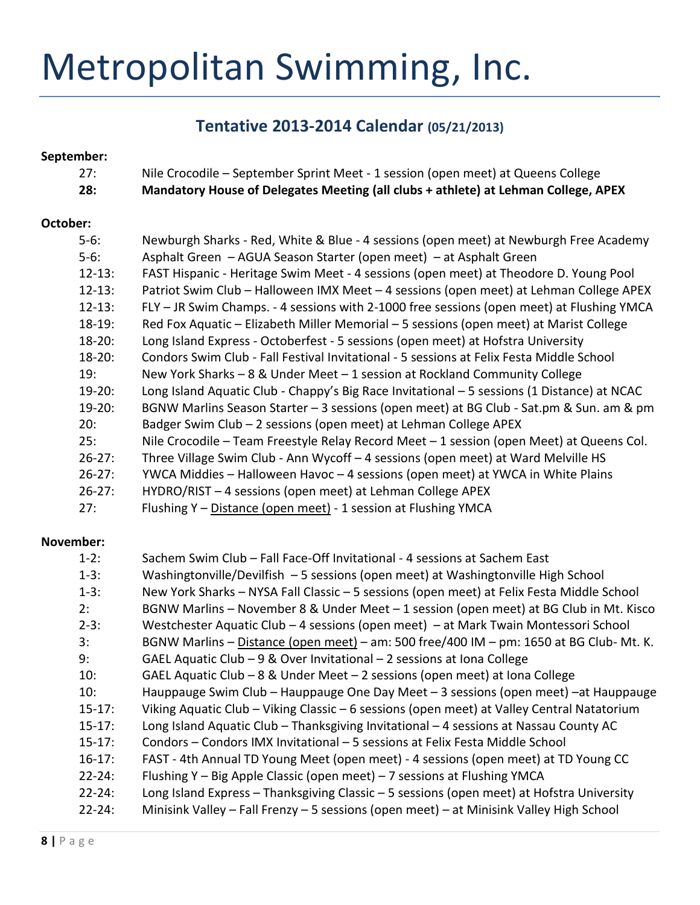# Metropolitan Swimming, Inc.

## Tentative 2013-2014 Calendar (05/21/2013)

**September:**

27: Nile Crocodile – September Sprint Meet - 1 session (open meet) at Queens College
**28: Mandatory House of Delegates Meeting (all clubs + athlete) at Lehman College, APEX**

**October:**

5-6: Newburgh Sharks - Red, White & Blue - 4 sessions (open meet) at Newburgh Free Academy
5-6: Asphalt Green – AGUA Season Starter (open meet) – at Asphalt Green
12-13: FAST Hispanic - Heritage Swim Meet - 4 sessions (open meet) at Theodore D. Young Pool
12-13: Patriot Swim Club – Halloween IMX Meet – 4 sessions (open meet) at Lehman College APEX
12-13: FLY – JR Swim Champs. - 4 sessions with 2-1000 free sessions (open meet) at Flushing YMCA
18-19: Red Fox Aquatic – Elizabeth Miller Memorial – 5 sessions (open meet) at Marist College
18-20: Long Island Express - Octoberfest - 5 sessions (open meet) at Hofstra University
18-20: Condors Swim Club - Fall Festival Invitational - 5 sessions at Felix Festa Middle School
19: New York Sharks – 8 & Under Meet – 1 session at Rockland Community College
19-20: Long Island Aquatic Club - Chappy's Big Race Invitational – 5 sessions (1 Distance) at NCAC
19-20: BGNW Marlins Season Starter – 3 sessions (open meet) at BG Club - Sat.pm & Sun. am & pm
20: Badger Swim Club – 2 sessions (open meet) at Lehman College APEX
25: Nile Crocodile – Team Freestyle Relay Record Meet – 1 session (open Meet) at Queens Col.
26-27: Three Village Swim Club - Ann Wycoff – 4 sessions (open meet) at Ward Melville HS
26-27: YWCA Middies – Halloween Havoc – 4 sessions (open meet) at YWCA in White Plains
26-27: HYDRO/RIST – 4 sessions (open meet) at Lehman College APEX
27: Flushing Y – Distance (open meet) - 1 session at Flushing YMCA

**November:**

1-2: Sachem Swim Club – Fall Face-Off Invitational - 4 sessions at Sachem East
1-3: Washingtonville/Devilfish – 5 sessions (open meet) at Washingtonville High School
1-3: New York Sharks – NYSA Fall Classic – 5 sessions (open meet) at Felix Festa Middle School
2: BGNW Marlins – November 8 & Under Meet – 1 session (open meet) at BG Club in Mt. Kisco
2-3: Westchester Aquatic Club – 4 sessions (open meet) – at Mark Twain Montessori School
3: BGNW Marlins – Distance (open meet) – am: 500 free/400 IM – pm: 1650 at BG Club- Mt. K.
9: GAEL Aquatic Club – 9 & Over Invitational – 2 sessions at Iona College
10: GAEL Aquatic Club – 8 & Under Meet – 2 sessions (open meet) at Iona College
10: Hauppauge Swim Club – Hauppauge One Day Meet – 3 sessions (open meet) –at Hauppauge
15-17: Viking Aquatic Club – Viking Classic – 6 sessions (open meet) at Valley Central Natatorium
15-17: Long Island Aquatic Club – Thanksgiving Invitational – 4 sessions at Nassau County AC
15-17: Condors – Condors IMX Invitational – 5 sessions at Felix Festa Middle School
16-17: FAST - 4th Annual TD Young Meet (open meet) - 4 sessions (open meet) at TD Young CC
22-24: Flushing Y – Big Apple Classic (open meet) – 7 sessions at Flushing YMCA
22-24: Long Island Express – Thanksgiving Classic – 5 sessions (open meet) at Hofstra University
22-24: Minisink Valley – Fall Frenzy – 5 sessions (open meet) – at Minisink Valley High School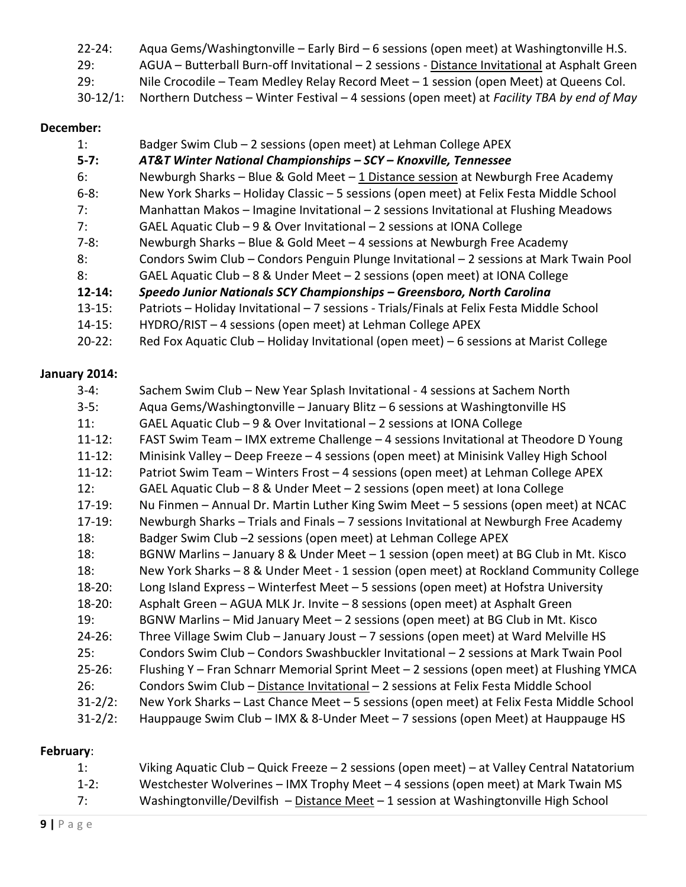22-24: Aqua Gems/Washingtonville – Early Bird – 6 sessions (open meet) at Washingtonville H.S.
29: AGUA – Butterball Burn-off Invitational – 2 sessions - <u>Distance Invitational</u> at Asphalt Green
29: Nile Crocodile – Team Medley Relay Record Meet – 1 session (open Meet) at Queens Col.
30-12/1: Northern Dutchess – Winter Festival – 4 sessions (open meet) at *Facility TBA by end of May*

**December:**

1: Badger Swim Club – 2 sessions (open meet) at Lehman College APEX
***5-7: AT&T Winter National Championships – SCY – Knoxville, Tennessee***
6: Newburgh Sharks – Blue & Gold Meet – <u>1 Distance session</u> at Newburgh Free Academy
6-8: New York Sharks – Holiday Classic – 5 sessions (open meet) at Felix Festa Middle School
7: Manhattan Makos – Imagine Invitational – 2 sessions Invitational at Flushing Meadows
7: GAEL Aquatic Club – 9 & Over Invitational – 2 sessions at IONA College
7-8: Newburgh Sharks – Blue & Gold Meet – 4 sessions at Newburgh Free Academy
8: Condors Swim Club – Condors Penguin Plunge Invitational – 2 sessions at Mark Twain Pool
8: GAEL Aquatic Club – 8 & Under Meet – 2 sessions (open meet) at IONA College
***12-14: Speedo Junior Nationals SCY Championships – Greensboro, North Carolina***
13-15: Patriots – Holiday Invitational – 7 sessions - Trials/Finals at Felix Festa Middle School
14-15: HYDRO/RIST – 4 sessions (open meet) at Lehman College APEX
20-22: Red Fox Aquatic Club – Holiday Invitational (open meet) – 6 sessions at Marist College

**January 2014:**

3-4: Sachem Swim Club – New Year Splash Invitational - 4 sessions at Sachem North
3-5: Aqua Gems/Washingtonville – January Blitz – 6 sessions at Washingtonville HS
11: GAEL Aquatic Club – 9 & Over Invitational – 2 sessions at IONA College
11-12: FAST Swim Team – IMX extreme Challenge – 4 sessions Invitational at Theodore D Young
11-12: Minisink Valley – Deep Freeze – 4 sessions (open meet) at Minisink Valley High School
11-12: Patriot Swim Team – Winters Frost – 4 sessions (open meet) at Lehman College APEX
12: GAEL Aquatic Club – 8 & Under Meet – 2 sessions (open meet) at Iona College
17-19: Nu Finmen – Annual Dr. Martin Luther King Swim Meet – 5 sessions (open meet) at NCAC
17-19: Newburgh Sharks – Trials and Finals – 7 sessions Invitational at Newburgh Free Academy
18: Badger Swim Club –2 sessions (open meet) at Lehman College APEX
18: BGNW Marlins – January 8 & Under Meet – 1 session (open meet) at BG Club in Mt. Kisco
18: New York Sharks – 8 & Under Meet - 1 session (open meet) at Rockland Community College
18-20: Long Island Express – Winterfest Meet – 5 sessions (open meet) at Hofstra University
18-20: Asphalt Green – AGUA MLK Jr. Invite – 8 sessions (open meet) at Asphalt Green
19: BGNW Marlins – Mid January Meet – 2 sessions (open meet) at BG Club in Mt. Kisco
24-26: Three Village Swim Club – January Joust – 7 sessions (open meet) at Ward Melville HS
25: Condors Swim Club – Condors Swashbuckler Invitational – 2 sessions at Mark Twain Pool
25-26: Flushing Y – Fran Schnarr Memorial Sprint Meet – 2 sessions (open meet) at Flushing YMCA
26: Condors Swim Club – <u>Distance Invitational</u> – 2 sessions at Felix Festa Middle School
31-2/2: New York Sharks – Last Chance Meet – 5 sessions (open meet) at Felix Festa Middle School
31-2/2: Hauppauge Swim Club – IMX & 8-Under Meet – 7 sessions (open Meet) at Hauppauge HS

**February**:

1: Viking Aquatic Club – Quick Freeze – 2 sessions (open meet) – at Valley Central Natatorium
1-2: Westchester Wolverines – IMX Trophy Meet – 4 sessions (open meet) at Mark Twain MS
7: Washingtonville/Devilfish – <u>Distance Meet</u> – 1 session at Washingtonville High School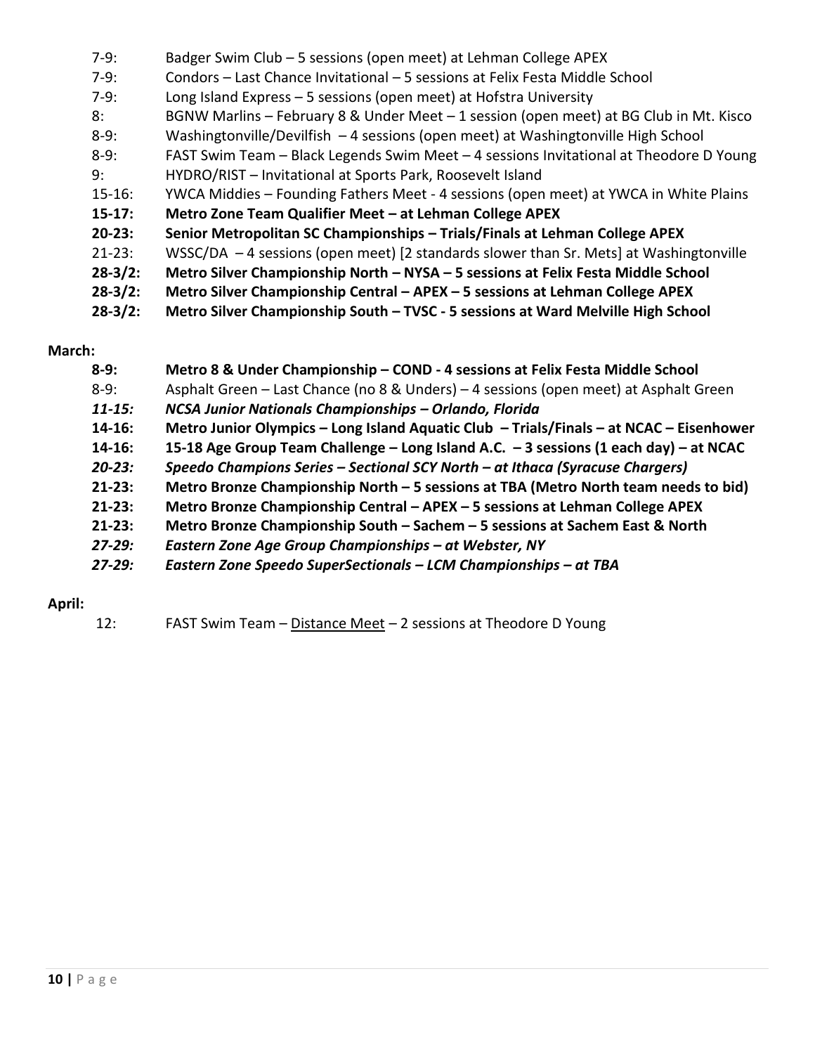7-9: Badger Swim Club – 5 sessions (open meet) at Lehman College APEX
7-9: Condors – Last Chance Invitational – 5 sessions at Felix Festa Middle School
7-9: Long Island Express – 5 sessions (open meet) at Hofstra University
8: BGNW Marlins – February 8 & Under Meet – 1 session (open meet) at BG Club in Mt. Kisco
8-9: Washingtonville/Devilfish – 4 sessions (open meet) at Washingtonville High School
8-9: FAST Swim Team – Black Legends Swim Meet – 4 sessions Invitational at Theodore D Young
9: HYDRO/RIST – Invitational at Sports Park, Roosevelt Island
15-16: YWCA Middies – Founding Fathers Meet - 4 sessions (open meet) at YWCA in White Plains
**15-17: Metro Zone Team Qualifier Meet – at Lehman College APEX**
**20-23: Senior Metropolitan SC Championships – Trials/Finals at Lehman College APEX**
21-23: WSSC/DA – 4 sessions (open meet) [2 standards slower than Sr. Mets] at Washingtonville
**28-3/2: Metro Silver Championship North – NYSA – 5 sessions at Felix Festa Middle School**
**28-3/2: Metro Silver Championship Central – APEX – 5 sessions at Lehman College APEX**
**28-3/2: Metro Silver Championship South – TVSC - 5 sessions at Ward Melville High School**

**March:**

**8-9: Metro 8 & Under Championship – COND - 4 sessions at Felix Festa Middle School**
8-9: Asphalt Green – Last Chance (no 8 & Unders) – 4 sessions (open meet) at Asphalt Green
***11-15: NCSA Junior Nationals Championships – Orlando, Florida***
**14-16: Metro Junior Olympics – Long Island Aquatic Club – Trials/Finals – at NCAC – Eisenhower**
**14-16: 15-18 Age Group Team Challenge – Long Island A.C. – 3 sessions (1 each day) – at NCAC**
***20-23: Speedo Champions Series – Sectional SCY North – at Ithaca (Syracuse Chargers)***
**21-23: Metro Bronze Championship North – 5 sessions at TBA (Metro North team needs to bid)**
**21-23: Metro Bronze Championship Central – APEX – 5 sessions at Lehman College APEX**
**21-23: Metro Bronze Championship South – Sachem – 5 sessions at Sachem East & North**
***27-29: Eastern Zone Age Group Championships – at Webster, NY***
***27-29: Eastern Zone Speedo SuperSectionals – LCM Championships – at TBA***

**April:**

12: FAST Swim Team – Distance Meet – 2 sessions at Theodore D Young